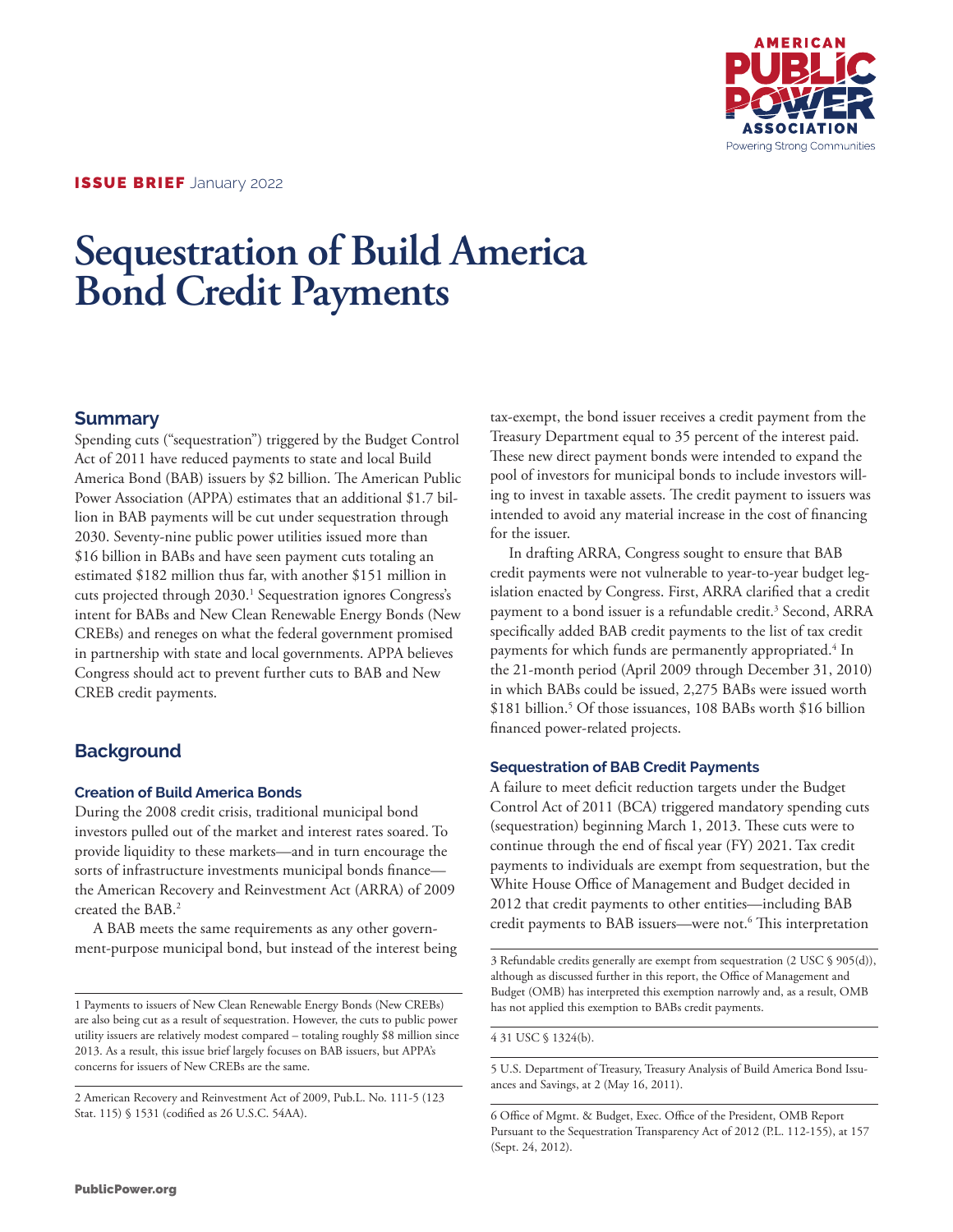**ISSUE BRIEF** January 2022

# Sequestration of Build America Bond Credit Payments

## Summary

Spending cuts ("sequestration") triggered by the Budget Control Act of 2011 have reduced payments to state and local Build America Bond (BAB) issuers by $2 billion. The American Public Power Association (APPA) estimates that an additional $1.7 billion in BAB payments will be cut under sequestration through 2030. Seventy-nine public power utilities issued more than $16 billion in BABs and have seen payment cuts totaling an estimated $182 million thus far, with another $151 million in cuts projected through 2030.[1] Sequestration ignores Congress's intent for BABs and New Clean Renewable Energy Bonds (New CREBs) and reneges on what the federal government promised in partnership with state and local governments. APPA believes Congress should act to prevent further cuts to BAB and New CREB credit payments.

## Background

### Creation of Build America Bonds

During the 2008 credit crisis, traditional municipal bond investors pulled out of the market and interest rates soared. To provide liquidity to these markets—and in turn encourage the sorts of infrastructure investments municipal bonds finance—the American Recovery and Reinvestment Act (ARRA) of 2009 created the BAB.[2]

A BAB meets the same requirements as any other government-purpose municipal bond, but instead of the interest being tax-exempt, the bond issuer receives a credit payment from the Treasury Department equal to 35 percent of the interest paid. These new direct payment bonds were intended to expand the pool of investors for municipal bonds to include investors willing to invest in taxable assets. The credit payment to issuers was intended to avoid any material increase in the cost of financing for the issuer.

In drafting ARRA, Congress sought to ensure that BAB credit payments were not vulnerable to year-to-year budget legislation enacted by Congress. First, ARRA clarified that a credit payment to a bond issuer is a refundable credit.[3] Second, ARRA specifically added BAB credit payments to the list of tax credit payments for which funds are permanently appropriated.[4] In the 21-month period (April 2009 through December 31, 2010) in which BABs could be issued, 2,275 BABs were issued worth $181 billion.[5] Of those issuances, 108 BABs worth $16 billion financed power-related projects.

### Sequestration of BAB Credit Payments

A failure to meet deficit reduction targets under the Budget Control Act of 2011 (BCA) triggered mandatory spending cuts (sequestration) beginning March 1, 2013. These cuts were to continue through the end of fiscal year (FY) 2021. Tax credit payments to individuals are exempt from sequestration, but the White House Office of Management and Budget decided in 2012 that credit payments to other entities—including BAB credit payments to BAB issuers—were not.[6] This interpretation

---

1 Payments to issuers of New Clean Renewable Energy Bonds (New CREBs) are also being cut as a result of sequestration. However, the cuts to public power utility issuers are relatively modest compared – totaling roughly $8 million since 2013. As a result, this issue brief largely focuses on BAB issuers, but APPA's concerns for issuers of New CREBs are the same.

2 American Recovery and Reinvestment Act of 2009, Pub.L. No. 111-5 (123 Stat. 115) § 1531 (codified as 26 U.S.C. 54AA).

3 Refundable credits generally are exempt from sequestration (2 USC § 905(d)), although as discussed further in this report, the Office of Management and Budget (OMB) has interpreted this exemption narrowly and, as a result, OMB has not applied this exemption to BABs credit payments.

4 31 USC § 1324(b).

5 U.S. Department of Treasury, Treasury Analysis of Build America Bond Issuances and Savings, at 2 (May 16, 2011).

6 Office of Mgmt. & Budget, Exec. Office of the President, OMB Report Pursuant to the Sequestration Transparency Act of 2012 (P.L. 112-155), at 157 (Sept. 24, 2012).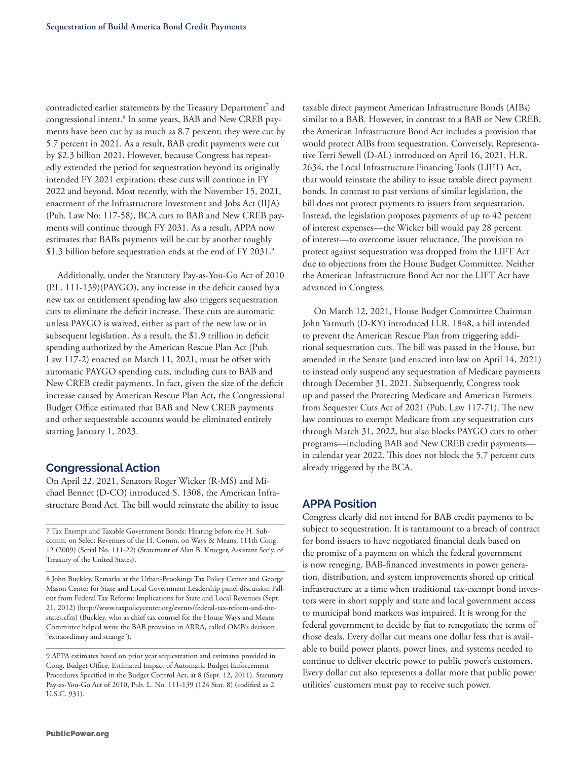contradicted earlier statements by the Treasury Department[7] and congressional intent.[8] In some years, BAB and New CREB payments have been cut by as much as 8.7 percent; they were cut by 5.7 percent in 2021. As a result, BAB credit payments were cut by $2.3 billion 2021. However, because Congress has repeatedly extended the period for sequestration beyond its originally intended FY 2021 expiration; these cuts will continue in FY 2022 and beyond. Most recently, with the November 15, 2021, enactment of the Infrastructure Investment and Jobs Act (IIJA) (Pub. Law No: 117-58), BCA cuts to BAB and New CREB payments will continue through FY 2031. As a result, APPA now estimates that BABs payments will be cut by another roughly $1.3 billion before sequestration ends at the end of FY 2031.[9]

Additionally, under the Statutory Pay-as-You-Go Act of 2010 (P.L. 111-139)(PAYGO), any increase in the deficit caused by a new tax or entitlement spending law also triggers sequestration cuts to eliminate the deficit increase. These cuts are automatic unless PAYGO is waived, either as part of the new law or in subsequent legislation. As a result, the $1.9 trillion in deficit spending authorized by the American Rescue Plan Act (Pub. Law 117-2) enacted on March 11, 2021, must be offset with automatic PAYGO spending cuts, including cuts to BAB and New CREB credit payments. In fact, given the size of the deficit increase caused by American Rescue Plan Act, the Congressional Budget Office estimated that BAB and New CREB payments and other sequestrable accounts would be eliminated entirely starting January 1, 2023.

## Congressional Action

On April 22, 2021, Senators Roger Wicker (R-MS) and Michael Bennet (D-CO) introduced S. 1308, the American Infrastructure Bond Act. The bill would reinstate the ability to issue taxable direct payment American Infrastructure Bonds (AIBs) similar to a BAB. However, in contrast to a BAB or New CREB, the American Infrastructure Bond Act includes a provision that would protect AIBs from sequestration. Conversely, Representative Terri Sewell (D-AL) introduced on April 16, 2021, H.R. 2634, the Local Infrastructure Financing Tools (LIFT) Act, that would reinstate the ability to issue taxable direct payment bonds. In contrast to past versions of similar legislation, the bill does not protect payments to issuers from sequestration. Instead, the legislation proposes payments of up to 42 percent of interest expenses—the Wicker bill would pay 28 percent of interest—to overcome issuer reluctance. The provision to protect against sequestration was dropped from the LIFT Act due to objections from the House Budget Committee. Neither the American Infrastructure Bond Act nor the LIFT Act have advanced in Congress.

On March 12, 2021, House Budget Committee Chairman John Yarmuth (D-KY) introduced H.R. 1848, a bill intended to prevent the American Rescue Plan from triggering additional sequestration cuts. The bill was passed in the House, but amended in the Senate (and enacted into law on April 14, 2021) to instead only suspend any sequestration of Medicare payments through December 31, 2021. Subsequently, Congress took up and passed the Protecting Medicare and American Farmers from Sequester Cuts Act of 2021 (Pub. Law 117-71). The new law continues to exempt Medicare from any sequestration cuts through March 31, 2022, but also blocks PAYGO cuts to other programs—including BAB and New CREB credit payments—in calendar year 2022. This does not block the 5.7 percent cuts already triggered by the BCA.

## APPA Position

Congress clearly did not intend for BAB credit payments to be subject to sequestration. It is tantamount to a breach of contract for bond issuers to have negotiated financial deals based on the promise of a payment on which the federal government is now reneging. BAB-financed investments in power generation, distribution, and system improvements shored up critical infrastructure at a time when traditional tax-exempt bond investors were in short supply and state and local government access to municipal bond markets was impaired. It is wrong for the federal government to decide by fiat to renegotiate the terms of those deals. Every dollar cut means one dollar less that is available to build power plants, power lines, and systems needed to continue to deliver electric power to public power's customers. Every dollar cut also represents a dollar more that public power utilities' customers must pay to receive such power.

---

7 Tax Exempt and Taxable Government Bonds: Hearing before the H. Subcomm. on Select Revenues of the H. Comm. on Ways & Means, 111th Cong. 12 (2009) (Serial No. 111-22) (Statement of Alan B. Krueger, Assistant Sec'y. of Treasury of the United States).

8 John Buckley, Remarks at the Urban-Brookings Tax Policy Center and George Mason Center for State and Local Government Leadership panel discussion Fallout from Federal Tax Reform: Implications for State and Local Revenues (Sept. 21, 2012) (http://www.taxpolicycenter.org/events/federal-tax-reform-and-the-states.cfm) (Buckley, who as chief tax counsel for the House Ways and Means Committee helped write the BAB provision in ARRA, called OMB's decision "extraordinary and strange").

9 APPA estimates based on prior year sequestration and estimates provided in Cong. Budget Office, Estimated Impact of Automatic Budget Enforcement Procedures Specified in the Budget Control Act, at 8 (Sept. 12, 2011). Statutory Pay-as-You-Go Act of 2010, Pub. L. No. 111-139 (124 Stat. 8) (codified as 2 U.S.C. 931).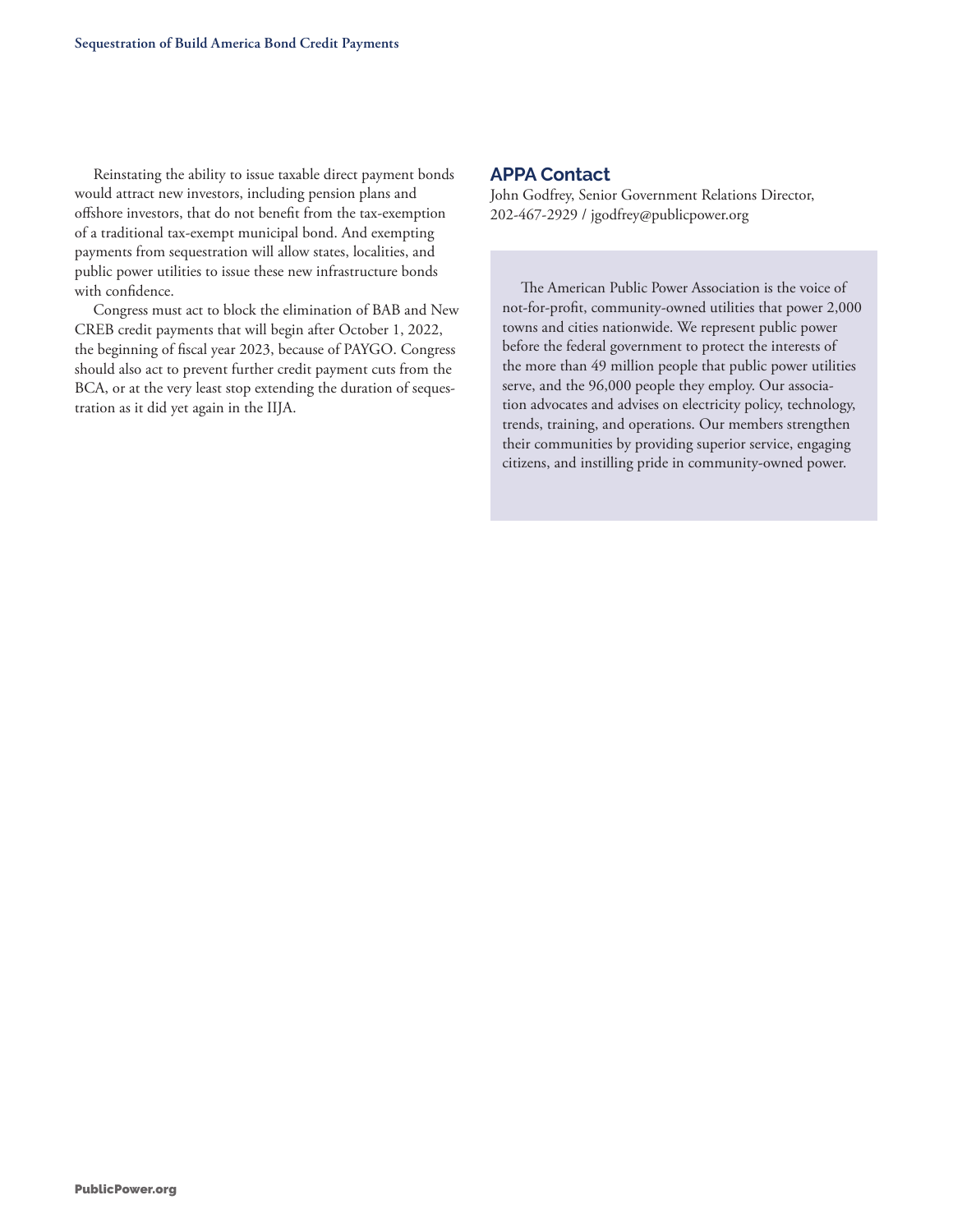Reinstating the ability to issue taxable direct payment bonds would attract new investors, including pension plans and offshore investors, that do not benefit from the tax-exemption of a traditional tax-exempt municipal bond. And exempting payments from sequestration will allow states, localities, and public power utilities to issue these new infrastructure bonds with confidence.

Congress must act to block the elimination of BAB and New CREB credit payments that will begin after October 1, 2022, the beginning of fiscal year 2023, because of PAYGO. Congress should also act to prevent further credit payment cuts from the BCA, or at the very least stop extending the duration of sequestration as it did yet again in the IIJA.

## APPA Contact

John Godfrey, Senior Government Relations Director, 202-467-2929 / jgodfrey@publicpower.org

The American Public Power Association is the voice of not-for-profit, community-owned utilities that power 2,000 towns and cities nationwide. We represent public power before the federal government to protect the interests of the more than 49 million people that public power utilities serve, and the 96,000 people they employ. Our association advocates and advises on electricity policy, technology, trends, training, and operations. Our members strengthen their communities by providing superior service, engaging citizens, and instilling pride in community-owned power.